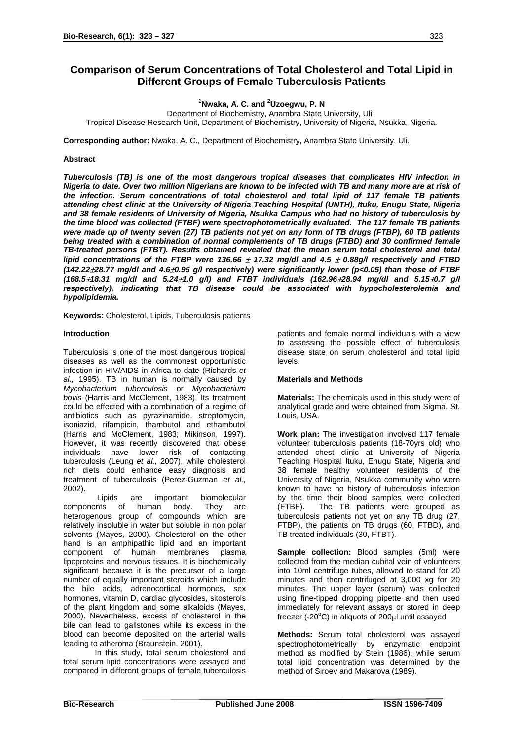# Comparison of Serum Concentrations of Total Cholesterol and Total Lipid in Different Groups of Female Tuberculosis Patients

[1]Nwaka, A. C. and [2]Uzoegwu, P. N

Department of Biochemistry, Anambra State University, Uli
Tropical Disease Research Unit, Department of Biochemistry, University of Nigeria, Nsukka, Nigeria.

**Corresponding author:** Nwaka, A. C., Department of Biochemistry, Anambra State University, Uli.

**Abstract**

***Tuberculosis (TB) is one of the most dangerous tropical diseases that complicates HIV infection in Nigeria to date. Over two million Nigerians are known to be infected with TB and many more are at risk of the infection. Serum concentrations of total cholesterol and total lipid of 117 female TB patients attending chest clinic at the University of Nigeria Teaching Hospital (UNTH), Ituku, Enugu State, Nigeria and 38 female residents of University of Nigeria, Nsukka Campus who had no history of tuberculosis by the time blood was collected (FTBF) were spectrophotometrically evaluated. The 117 female TB patients were made up of twenty seven (27) TB patients not yet on any form of TB drugs (FTBP), 60 TB patients being treated with a combination of normal complements of TB drugs (FTBD) and 30 confirmed female TB-treated persons (FTBT). Results obtained revealed that the mean serum total cholesterol and total lipid concentrations of the FTBP were 136.66 $\pm$ 17.32 mg/dl and 4.5 $\pm$ 0.88g/l respectively and FTBD (142.22$\pm$28.77 mg/dl and 4.6$\pm$0.95 g/l respectively) were significantly lower ($p<0.05$) than those of FTBF (168.5$\pm$18.31 mg/dl and 5.24$\pm$1.0 g/l) and FTBT individuals (162.96$\pm$28.94 mg/dl and 5.15$\pm$0.7 g/l respectively), indicating that TB disease could be associated with hypocholesterolemia and hypolipidemia.***

**Keywords:** Cholesterol, Lipids, Tuberculosis patients

## Introduction

Tuberculosis is one of the most dangerous tropical diseases as well as the commonest opportunistic infection in HIV/AIDS in Africa to date (Richards *et al.,* 1995). TB in human is normally caused by *Mycobacterium tuberculosis* or *Mycobacterium bovis* (Harris and McClement, 1983). Its treatment could be effected with a combination of a regime of antibiotics such as pyrazinamide, streptomycin, isoniazid, rifampicin, thambutol and ethambutol (Harris and McClement, 1983; Mikinson, 1997). However, it was recently discovered that obese individuals have lower risk of contacting tuberculosis (Leung *et al.,* 2007), while cholesterol rich diets could enhance easy diagnosis and treatment of tuberculosis (Perez-Guzman *et al.,* 2002).

Lipids are important biomolecular components of human body. They are heterogenous group of compounds which are relatively insoluble in water but soluble in non polar solvents (Mayes, 2000). Cholesterol on the other hand is an amphipathic lipid and an important component of human membranes plasma lipoproteins and nervous tissues. It is biochemically significant because it is the precursor of a large number of equally important steroids which include the bile acids, adrenocortical hormones, sex hormones, vitamin D, cardiac glycosides, sitosterols of the plant kingdom and some alkaloids (Mayes, 2000). Nevertheless, excess of cholesterol in the bile can lead to gallstones while its excess in the blood can become deposited on the arterial walls leading to atheroma (Braunstein, 2001).

In this study, total serum cholesterol and total serum lipid concentrations were assayed and compared in different groups of female tuberculosis patients and female normal individuals with a view to assessing the possible effect of tuberculosis disease state on serum cholesterol and total lipid levels.

## Materials and Methods

**Materials:** The chemicals used in this study were of analytical grade and were obtained from Sigma, St. Louis, USA.

**Work plan:** The investigation involved 117 female volunteer tuberculosis patients (18-70yrs old) who attended chest clinic at University of Nigeria Teaching Hospital Ituku, Enugu State, Nigeria and 38 female healthy volunteer residents of the University of Nigeria, Nsukka community who were known to have no history of tuberculosis infection by the time their blood samples were collected (FTBF). The TB patients were grouped as tuberculosis patients not yet on any TB drug (27, FTBP), the patients on TB drugs (60, FTBD), and TB treated individuals (30, FTBT).

**Sample collection:** Blood samples (5ml) were collected from the median cubital vein of volunteers into 10ml centrifuge tubes, allowed to stand for 20 minutes and then centrifuged at 3,000 xg for 20 minutes. The upper layer (serum) was collected using fine-tipped dropping pipette and then used immediately for relevant assays or stored in deep freezer (-20°C) in aliquots of 200μl until assayed

**Methods:** Serum total cholesterol was assayed spectrophotometrically by enzymatic endpoint method as modified by Stein (1986), while serum total lipid concentration was determined by the method of Siroev and Makarova (1989).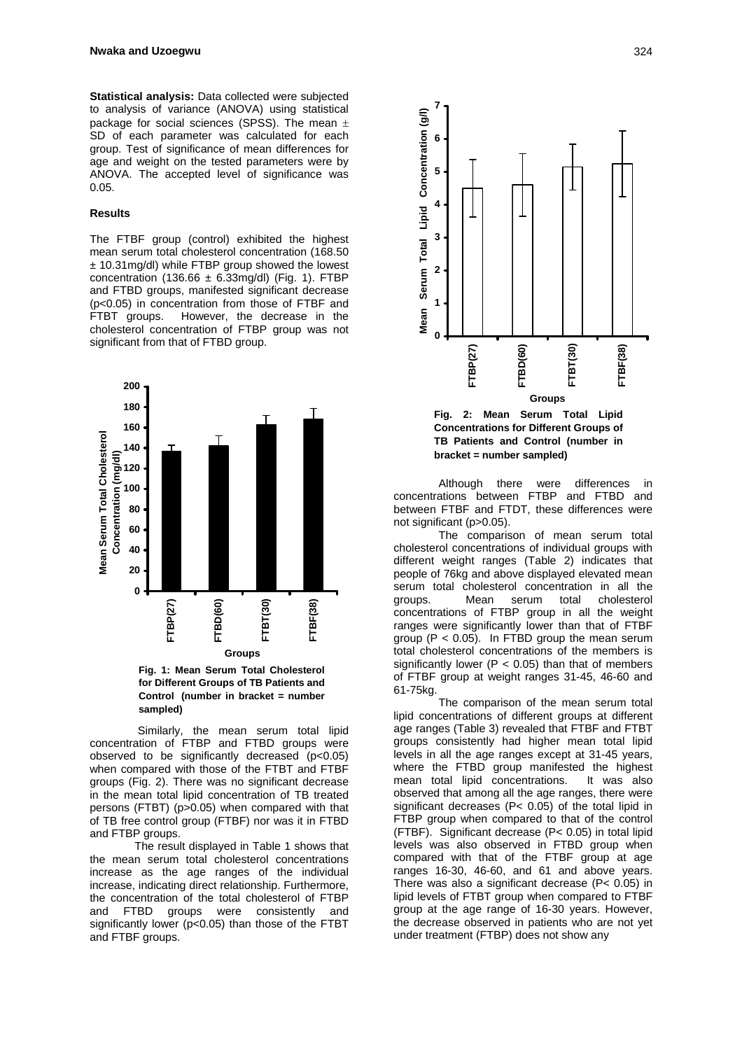**Statistical analysis:** Data collected were subjected to analysis of variance (ANOVA) using statistical package for social sciences (SPSS). The mean ± SD of each parameter was calculated for each group. Test of significance of mean differences for age and weight on the tested parameters were by ANOVA. The accepted level of significance was 0.05.

### Results

The FTBF group (control) exhibited the highest mean serum total cholesterol concentration (168.50 ± 10.31mg/dl) while FTBP group showed the lowest concentration (136.66 ± 6.33mg/dl) (Fig. 1). FTBP and FTBD groups, manifested significant decrease ($p<0.05$) in concentration from those of FTBF and FTBT groups. However, the decrease in the cholesterol concentration of FTBP group was not significant from that of FTBD group.

**Fig. 1: Mean Serum Total Cholesterol for Different Groups of TB Patients and Control (number in bracket = number sampled)**

Similarly, the mean serum total lipid concentration of FTBP and FTBD groups were observed to be significantly decreased ($p<0.05$) when compared with those of the FTBT and FTBF groups (Fig. 2). There was no significant decrease in the mean total lipid concentration of TB treated persons (FTBT) ($p>0.05$) when compared with that of TB free control group (FTBF) nor was it in FTBD and FTBP groups.

The result displayed in Table 1 shows that the mean serum total cholesterol concentrations increase as the age ranges of the individual increase, indicating direct relationship. Furthermore, the concentration of the total cholesterol of FTBP and FTBD groups were consistently and significantly lower ($p<0.05$) than those of the FTBT and FTBF groups.

**Fig. 2: Mean Serum Total Lipid Concentrations for Different Groups of TB Patients and Control (number in bracket = number sampled)**

Although there were differences in concentrations between FTBP and FTBD and between FTBF and FTDT, these differences were not significant ($p>0.05$).

The comparison of mean serum total cholesterol concentrations of individual groups with different weight ranges (Table 2) indicates that people of 76kg and above displayed elevated mean serum total cholesterol concentration in all the groups. Mean serum total cholesterol concentrations of FTBP group in all the weight ranges were significantly lower than that of FTBF group ($P < 0.05$). In FTBD group the mean serum total cholesterol concentrations of the members is significantly lower ($P < 0.05$) than that of members of FTBF group at weight ranges 31-45, 46-60 and 61-75kg.

The comparison of the mean serum total lipid concentrations of different groups at different age ranges (Table 3) revealed that FTBF and FTBT groups consistently had higher mean total lipid levels in all the age ranges except at 31-45 years, where the FTBD group manifested the highest mean total lipid concentrations. It was also observed that among all the age ranges, there were significant decreases ($P< 0.05$) of the total lipid in FTBP group when compared to that of the control (FTBF). Significant decrease ($P< 0.05$) in total lipid levels was also observed in FTBD group when compared with that of the FTBF group at age ranges 16-30, 46-60, and 61 and above years. There was also a significant decrease ($P< 0.05$) in lipid levels of FTBT group when compared to FTBF group at the age range of 16-30 years. However, the decrease observed in patients who are not yet under treatment (FTBP) does not show any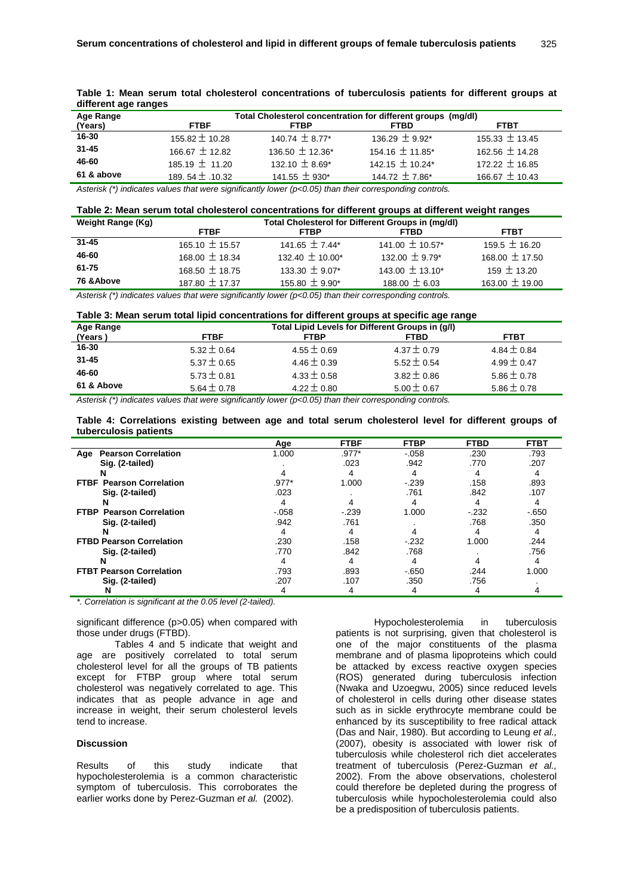**Table 1: Mean serum total cholesterol concentrations of tuberculosis patients for different groups at different age ranges**

| Age Range (Years) | Total Cholesterol concentration for different groups (mg/dl) | | | |
|---|---|---|---|---|
| | FTBF | FTBP | FTBD | FTBT |
| 16-30 | 155.82 ± 10.28 | 140.74 ± 8.77* | 136.29 ± 9.92* | 155.33 ± 13.45 |
| 31-45 | 166.67 ± 12.82 | 136.50 ± 12.36* | 154.16 ± 11.85* | 162.56 ± 14.28 |
| 46-60 | 185.19 ± 11.20 | 132.10 ± 8.69* | 142.15 ± 10.24* | 172.22 ± 16.85 |
| 61 & above | 189. 54 ± .10.32 | 141.55 ± 930* | 144.72 ± 7.86* | 166.67 ± 10.43 |

*Asterisk (*) indicates values that were significantly lower (p<0.05) than their corresponding controls.*

**Table 2: Mean serum total cholesterol concentrations for different groups at different weight ranges**

| Weight Range (Kg) | Total Cholesterol for Different Groups in (mg/dl) | | | |
|---|---|---|---|---|
| | FTBF | FTBP | FTBD | FTBT |
| 31-45 | 165.10 ± 15.57 | 141.65 ± 7.44* | 141.00 ± 10.57* | 159.5 ± 16.20 |
| 46-60 | 168.00 ± 18.34 | 132.40 ± 10.00* | 132.00 ± 9.79* | 168.00 ± 17.50 |
| 61-75 | 168.50 ± 18.75 | 133.30 ± 9.07* | 143.00 ± 13.10* | 159 ± 13.20 |
| 76 &Above | 187.80 ± 17.37 | 155.80 ± 9.90* | 188.00 ± 6.03 | 163.00 ± 19.00 |

*Asterisk (*) indicates values that were significantly lower (p<0.05) than their corresponding controls.*

**Table 3: Mean serum total lipid concentrations for different groups at specific age range**

| Age Range (Years ) | Total Lipid Levels for Different Groups in (g/l) | | | |
|---|---|---|---|---|
| | FTBF | FTBP | FTBD | FTBT |
| 16-30 | 5.32 ± 0.64 | 4.55 ± 0.69 | 4.37 ± 0.79 | 4.84 ± 0.84 |
| 31-45 | 5.37 ± 0.65 | 4.46 ± 0.39 | 5.52 ± 0.54 | 4.99 ± 0.47 |
| 46-60 | 5.73 ± 0.81 | 4.33 ± 0.58 | 3.82 ± 0.86 | 5.86 ± 0.78 |
| 61 & Above | 5.64 ± 0.78 | 4.22 ± 0.80 | 5.00 ± 0.67 | 5.86 ± 0.78 |

*Asterisk (*) indicates values that were significantly lower (p<0.05) than their corresponding controls.*

**Table 4: Correlations existing between age and total serum cholesterol level for different groups of tuberculosis patients**

| | | Age | FTBF | FTBP | FTBD | FTBT |
|---|---|---|---|---|---|---|
| Age | Pearson Correlation | 1.000 | .977* | -.058 | .230 | .793 |
| | Sig. (2-tailed) | . | .023 | .942 | .770 | .207 |
| | N | 4 | 4 | 4 | 4 | 4 |
| FTBF | Pearson Correlation | .977* | 1.000 | -.239 | .158 | .893 |
| | Sig. (2-tailed) | .023 | . | .761 | .842 | .107 |
| | N | 4 | 4 | 4 | 4 | 4 |
| FTBP | Pearson Correlation | -.058 | -.239 | 1.000 | -.232 | -.650 |
| | Sig. (2-tailed) | .942 | .761 | . | .768 | .350 |
| | N | 4 | 4 | 4 | 4 | 4 |
| FTBD | Pearson Correlation | .230 | .158 | -.232 | 1.000 | .244 |
| | Sig. (2-tailed) | .770 | .842 | .768 | . | .756 |
| | N | 4 | 4 | 4 | 4 | 4 |
| FTBT | Pearson Correlation | .793 | .893 | -.650 | .244 | 1.000 |
| | Sig. (2-tailed) | .207 | .107 | .350 | .756 | . |
| | N | 4 | 4 | 4 | 4 | 4 |

*\*. Correlation is significant at the 0.05 level (2-tailed).*

significant difference (p>0.05) when compared with those under drugs (FTBD).

Tables 4 and 5 indicate that weight and age are positively correlated to total serum cholesterol level for all the groups of TB patients except for FTBP group where total serum cholesterol was negatively correlated to age. This indicates that as people advance in age and increase in weight, their serum cholesterol levels tend to increase.

### Discussion

Results of this study indicate that hypocholesterolemia is a common characteristic symptom of tuberculosis. This corroborates the earlier works done by Perez-Guzman *et al.* (2002).

Hypocholesterolemia in tuberculosis patients is not surprising, given that cholesterol is one of the major constituents of the plasma membrane and of plasma lipoproteins which could be attacked by excess reactive oxygen species (ROS) generated during tuberculosis infection (Nwaka and Uzoegwu, 2005) since reduced levels of cholesterol in cells during other disease states such as in sickle erythrocyte membrane could be enhanced by its susceptibility to free radical attack (Das and Nair, 1980). But according to Leung *et al.,* (2007), obesity is associated with lower risk of tuberculosis while cholesterol rich diet accelerates treatment of tuberculosis (Perez-Guzman *et al.*, 2002). From the above observations, cholesterol could therefore be depleted during the progress of tuberculosis while hypocholesterolemia could also be a predisposition of tuberculosis patients.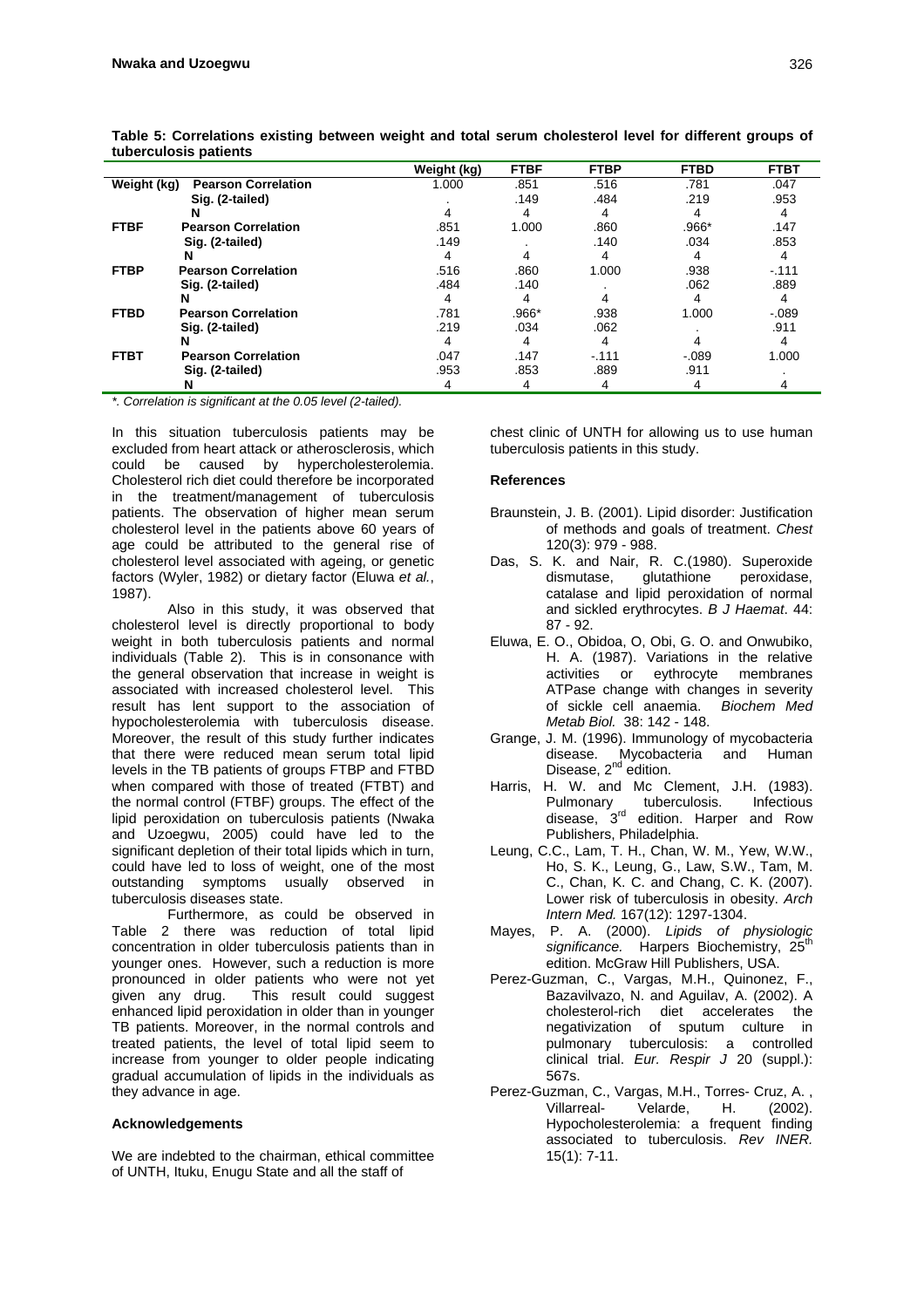**Table 5: Correlations existing between weight and total serum cholesterol level for different groups of tuberculosis patients**

| | | Weight (kg) | FTBF | FTBP | FTBD | FTBT |
|---|---|---|---|---|---|---|
| **Weight (kg)** | **Pearson Correlation** | 1.000 | .851 | .516 | .781 | .047 |
| | **Sig. (2-tailed)** | . | .149 | .484 | .219 | .953 |
| | **N** | 4 | 4 | 4 | 4 | 4 |
| **FTBF** | **Pearson Correlation** | .851 | 1.000 | .860 | .966* | .147 |
| | **Sig. (2-tailed)** | .149 | . | .140 | .034 | .853 |
| | **N** | 4 | 4 | 4 | 4 | 4 |
| **FTBP** | **Pearson Correlation** | .516 | .860 | 1.000 | .938 | -.111 |
| | **Sig. (2-tailed)** | .484 | .140 | . | .062 | .889 |
| | **N** | 4 | 4 | 4 | 4 | 4 |
| **FTBD** | **Pearson Correlation** | .781 | .966* | .938 | 1.000 | -.089 |
| | **Sig. (2-tailed)** | .219 | .034 | .062 | . | .911 |
| | **N** | 4 | 4 | 4 | 4 | 4 |
| **FTBT** | **Pearson Correlation** | .047 | .147 | -.111 | -.089 | 1.000 |
| | **Sig. (2-tailed)** | .953 | .853 | .889 | .911 | . |
| | **N** | 4 | 4 | 4 | 4 | 4 |

*\*. Correlation is significant at the 0.05 level (2-tailed).*

In this situation tuberculosis patients may be excluded from heart attack or atherosclerosis, which could be caused by hypercholesterolemia. Cholesterol rich diet could therefore be incorporated in the treatment/management of tuberculosis patients. The observation of higher mean serum cholesterol level in the patients above 60 years of age could be attributed to the general rise of cholesterol level associated with ageing, or genetic factors (Wyler, 1982) or dietary factor (Eluwa *et al.*, 1987).

Also in this study, it was observed that cholesterol level is directly proportional to body weight in both tuberculosis patients and normal individuals (Table 2). This is in consonance with the general observation that increase in weight is associated with increased cholesterol level. This result has lent support to the association of hypocholesterolemia with tuberculosis disease. Moreover, the result of this study further indicates that there were reduced mean serum total lipid levels in the TB patients of groups FTBP and FTBD when compared with those of treated (FTBT) and the normal control (FTBF) groups. The effect of the lipid peroxidation on tuberculosis patients (Nwaka and Uzoegwu, 2005) could have led to the significant depletion of their total lipids which in turn, could have led to loss of weight, one of the most outstanding symptoms usually observed in tuberculosis diseases state.

Furthermore, as could be observed in Table 2 there was reduction of total lipid concentration in older tuberculosis patients than in younger ones. However, such a reduction is more pronounced in older patients who were not yet given any drug. This result could suggest enhanced lipid peroxidation in older than in younger TB patients. Moreover, in the normal controls and treated patients, the level of total lipid seem to increase from younger to older people indicating gradual accumulation of lipids in the individuals as they advance in age.

### Acknowledgements

We are indebted to the chairman, ethical committee of UNTH, Ituku, Enugu State and all the staff of chest clinic of UNTH for allowing us to use human tuberculosis patients in this study.

### References

- Braunstein, J. B. (2001). Lipid disorder: Justification of methods and goals of treatment. *Chest* 120(3): 979 - 988.
- Das, S. K. and Nair, R. C.(1980). Superoxide dismutase, glutathione peroxidase, catalase and lipid peroxidation of normal and sickled erythrocytes. *B J Haemat*. 44: 87 - 92.
- Eluwa, E. O., Obidoa, O, Obi, G. O. and Onwubiko, H. A. (1987). Variations in the relative activities or eythrocyte membranes ATPase change with changes in severity of sickle cell anaemia. *Biochem Med Metab Biol.* 38: 142 - 148.
- Grange, J. M. (1996). Immunology of mycobacteria disease. Mycobacteria and Human Disease, 2nd edition.
- Harris, H. W. and Mc Clement, J.H. (1983). Pulmonary tuberculosis. Infectious disease, 3rd edition. Harper and Row Publishers, Philadelphia.
- Leung, C.C., Lam, T. H., Chan, W. M., Yew, W.W., Ho, S. K., Leung, G., Law, S.W., Tam, M. C., Chan, K. C. and Chang, C. K. (2007). Lower risk of tuberculosis in obesity. *Arch Intern Med.* 167(12): 1297-1304.
- Mayes, P. A. (2000). *Lipids of physiologic significance.* Harpers Biochemistry, 25th edition. McGraw Hill Publishers, USA.
- Perez-Guzman, C., Vargas, M.H., Quinonez, F., Bazavilvazo, N. and Aguilav, A. (2002). A cholesterol-rich diet accelerates the negativization of sputum culture in pulmonary tuberculosis: a controlled clinical trial. *Eur. Respir J* 20 (suppl.): 567s.
- Perez-Guzman, C., Vargas, M.H., Torres- Cruz, A. , Villarreal- Velarde, H. (2002). Hypocholesterolemia: a frequent finding associated to tuberculosis. *Rev INER.* 15(1): 7-11.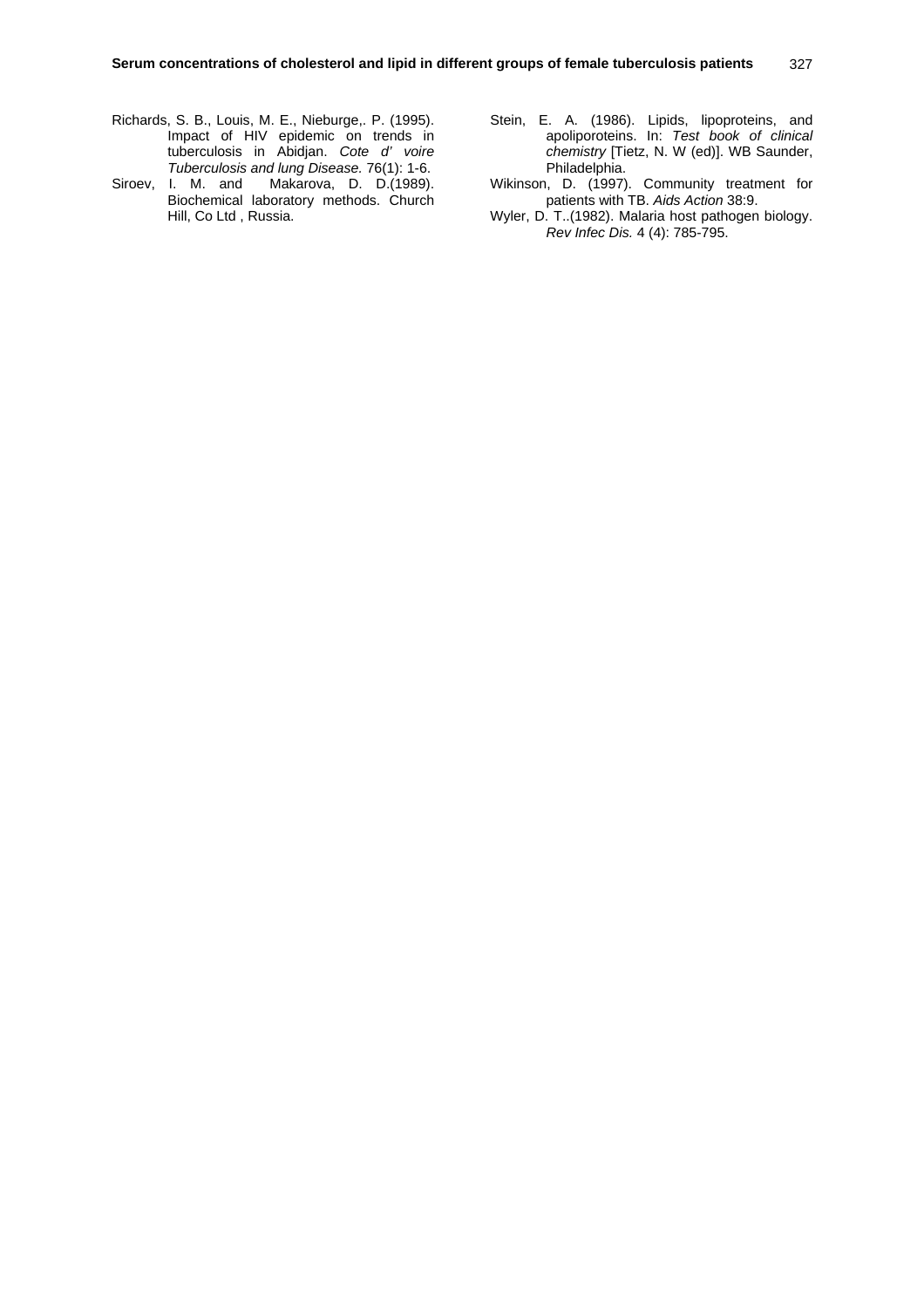Richards, S. B., Louis, M. E., Nieburge,. P. (1995). Impact of HIV epidemic on trends in tuberculosis in Abidjan. *Cote d' voire Tuberculosis and lung Disease.* 76(1): 1-6.

Siroev, I. M. and Makarova, D. D.(1989). Biochemical laboratory methods. Church Hill, Co Ltd , Russia.

Stein, E. A. (1986). Lipids, lipoproteins, and apoliporoteins. In: *Test book of clinical chemistry* [Tietz, N. W (ed)]. WB Saunder, Philadelphia.

Wikinson, D. (1997). Community treatment for patients with TB. *Aids Action* 38:9.

Wyler, D. T..(1982). Malaria host pathogen biology. *Rev Infec Dis.* 4 (4): 785-795.